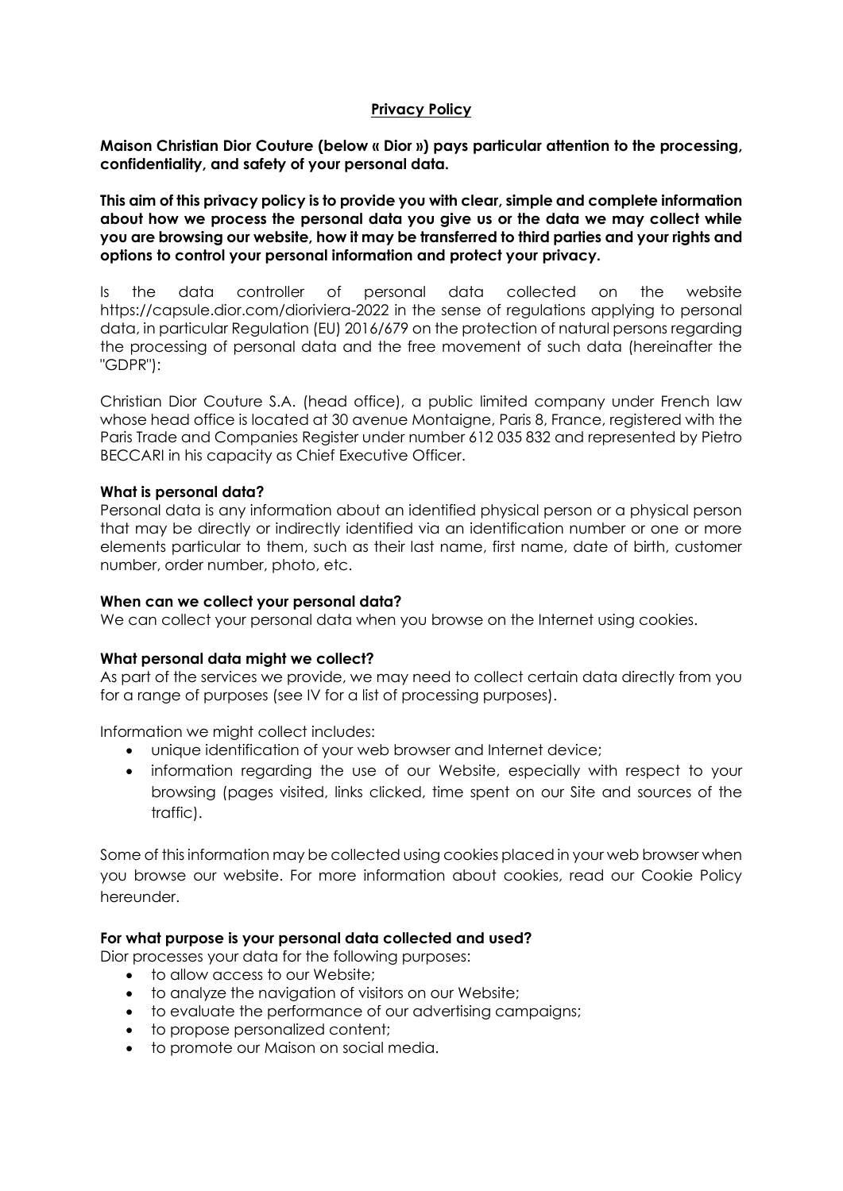# **Privacy Policy**

**Maison Christian Dior Couture (below « Dior ») pays particular attention to the processing, confidentiality, and safety of your personal data.**

**This aim of this privacy policy is to provide you with clear, simple and complete information about how we process the personal data you give us or the data we may collect while you are browsing our website, how it may be transferred to third parties and your rights and options to control your personal information and protect your privacy.**

Is the data controller of personal data collected on the website https://capsule.dior.com/dioriviera-2022 in the sense of regulations applying to personal data, in particular Regulation (EU) 2016/679 on the protection of natural persons regarding the processing of personal data and the free movement of such data (hereinafter the "GDPR"):

Christian Dior Couture S.A. (head office), a public limited company under French law whose head office is located at 30 avenue Montaigne, Paris 8, France, registered with the Paris Trade and Companies Register under number 612 035 832 and represented by Pietro BECCARI in his capacity as Chief Executive Officer.

**What is personal data?**

Personal data is any information about an identified physical person or a physical person that may be directly or indirectly identified via an identification number or one or more elements particular to them, such as their last name, first name, date of birth, customer number, order number, photo, etc.

**When can we collect your personal data?**

We can collect your personal data when you browse on the Internet using cookies.

**What personal data might we collect?**

As part of the services we provide, we may need to collect certain data directly from you for a range of purposes (see IV for a list of processing purposes).

Information we might collect includes:

- unique identification of your web browser and Internet device;
- information regarding the use of our Website, especially with respect to your browsing (pages visited, links clicked, time spent on our Site and sources of the traffic).

Some of this information may be collected using cookies placed in your web browser when you browse our website. For more information about cookies, read our Cookie Policy hereunder.

**For what purpose is your personal data collected and used?**

Dior processes your data for the following purposes:

- to allow access to our Website;
- to analyze the navigation of visitors on our Website;
- to evaluate the performance of our advertising campaigns;
- to propose personalized content;
- to promote our Maison on social media.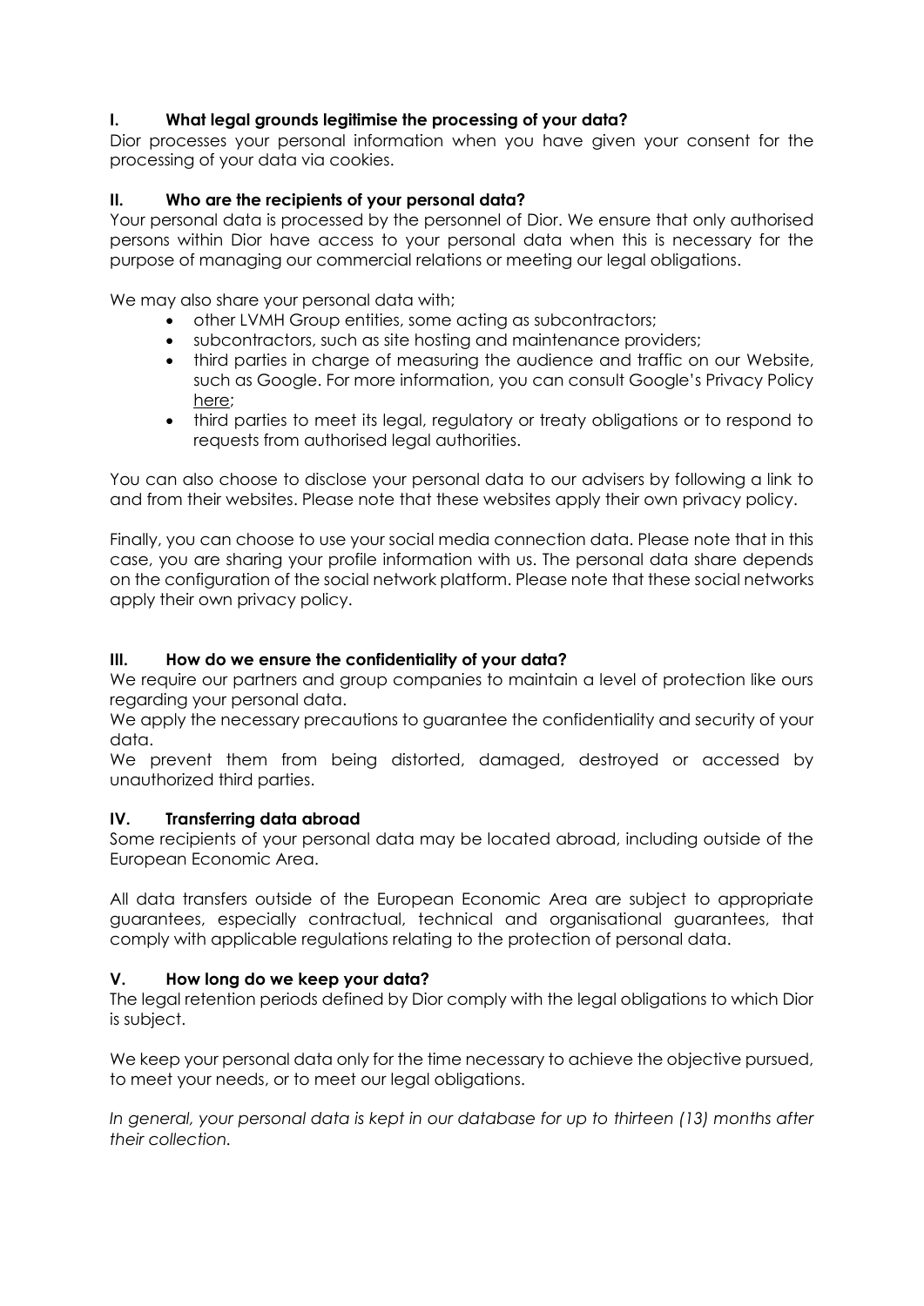## I. What legal grounds legitimise the processing of your data?

Dior processes your personal information when you have given your consent for the processing of your data via cookies.

## II. Who are the recipients of your personal data?

Your personal data is processed by the personnel of Dior. We ensure that only authorised persons within Dior have access to your personal data when this is necessary for the purpose of managing our commercial relations or meeting our legal obligations.

We may also share your personal data with;

- other LVMH Group entities, some acting as subcontractors;
- subcontractors, such as site hosting and maintenance providers;
- third parties in charge of measuring the audience and traffic on our Website, such as Google. For more information, you can consult Google's Privacy Policy here;
- third parties to meet its legal, regulatory or treaty obligations or to respond to requests from authorised legal authorities.

You can also choose to disclose your personal data to our advisers by following a link to and from their websites. Please note that these websites apply their own privacy policy.

Finally, you can choose to use your social media connection data. Please note that in this case, you are sharing your profile information with us. The personal data share depends on the configuration of the social network platform. Please note that these social networks apply their own privacy policy.

## III. How do we ensure the confidentiality of your data?

We require our partners and group companies to maintain a level of protection like ours regarding your personal data.

We apply the necessary precautions to guarantee the confidentiality and security of your data.

We prevent them from being distorted, damaged, destroyed or accessed by unauthorized third parties.

## IV. Transferring data abroad

Some recipients of your personal data may be located abroad, including outside of the European Economic Area.

All data transfers outside of the European Economic Area are subject to appropriate guarantees, especially contractual, technical and organisational guarantees, that comply with applicable regulations relating to the protection of personal data.

## V. How long do we keep your data?

The legal retention periods defined by Dior comply with the legal obligations to which Dior is subject.

We keep your personal data only for the time necessary to achieve the objective pursued, to meet your needs, or to meet our legal obligations.

*In general, your personal data is kept in our database for up to thirteen (13) months after their collection.*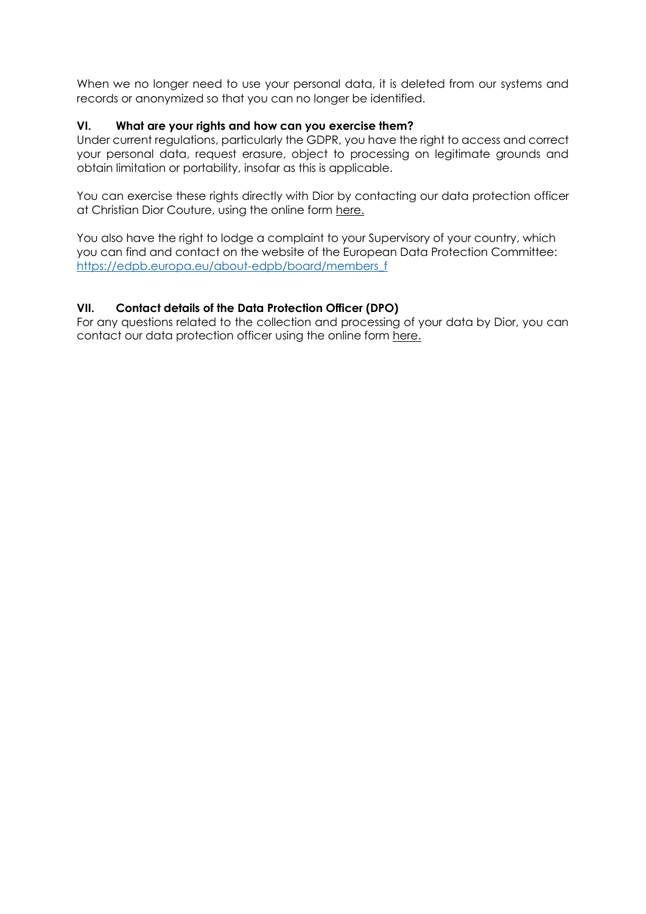When we no longer need to use your personal data, it is deleted from our systems and records or anonymized so that you can no longer be identified.

### VI. What are your rights and how can you exercise them?

Under current regulations, particularly the GDPR, you have the right to access and correct your personal data, request erasure, object to processing on legitimate grounds and obtain limitation or portability, insofar as this is applicable.

You can exercise these rights directly with Dior by contacting our data protection officer at Christian Dior Couture, using the online form here.

You also have the right to lodge a complaint to your Supervisory of your country, which you can find and contact on the website of the European Data Protection Committee: https://edpb.europa.eu/about-edpb/board/members_f

### VII. Contact details of the Data Protection Officer (DPO)

For any questions related to the collection and processing of your data by Dior, you can contact our data protection officer using the online form here.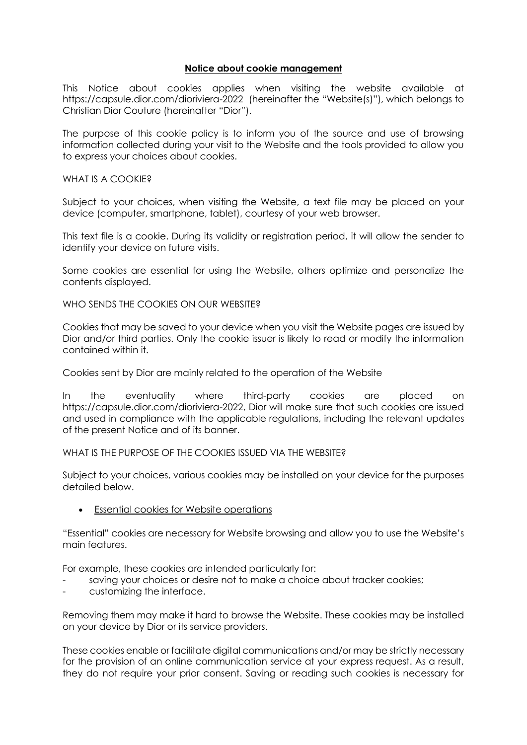## **Notice about cookie management**

This Notice about cookies applies when visiting the website available at https://capsule.dior.com/dioriviera-2022 (hereinafter the "Website(s)"), which belongs to Christian Dior Couture (hereinafter "Dior").

The purpose of this cookie policy is to inform you of the source and use of browsing information collected during your visit to the Website and the tools provided to allow you to express your choices about cookies.

WHAT IS A COOKIE?

Subject to your choices, when visiting the Website, a text file may be placed on your device (computer, smartphone, tablet), courtesy of your web browser.

This text file is a cookie. During its validity or registration period, it will allow the sender to identify your device on future visits.

Some cookies are essential for using the Website, others optimize and personalize the contents displayed.

WHO SENDS THE COOKIES ON OUR WEBSITE?

Cookies that may be saved to your device when you visit the Website pages are issued by Dior and/or third parties. Only the cookie issuer is likely to read or modify the information contained within it.

Cookies sent by Dior are mainly related to the operation of the Website

In the eventuality where third-party cookies are placed on https://capsule.dior.com/dioriviera-2022, Dior will make sure that such cookies are issued and used in compliance with the applicable regulations, including the relevant updates of the present Notice and of its banner.

WHAT IS THE PURPOSE OF THE COOKIES ISSUED VIA THE WEBSITE?

Subject to your choices, various cookies may be installed on your device for the purposes detailed below.

- Essential cookies for Website operations

"Essential" cookies are necessary for Website browsing and allow you to use the Website's main features.

For example, these cookies are intended particularly for:

- saving your choices or desire not to make a choice about tracker cookies;
- customizing the interface.

Removing them may make it hard to browse the Website. These cookies may be installed on your device by Dior or its service providers.

These cookies enable or facilitate digital communications and/or may be strictly necessary for the provision of an online communication service at your express request. As a result, they do not require your prior consent. Saving or reading such cookies is necessary for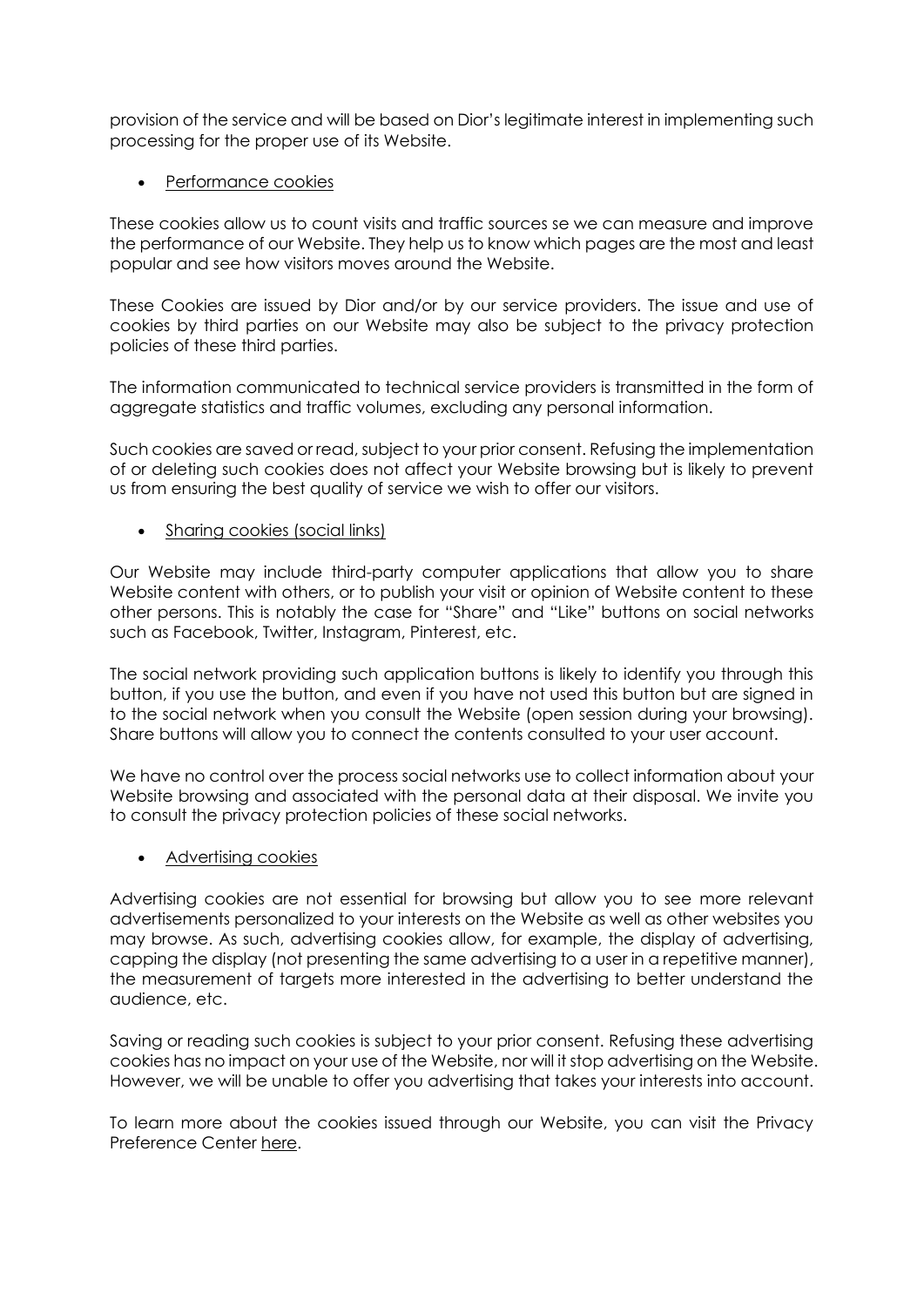provision of the service and will be based on Dior's legitimate interest in implementing such processing for the proper use of its Website.

- Performance cookies

These cookies allow us to count visits and traffic sources se we can measure and improve the performance of our Website. They help us to know which pages are the most and least popular and see how visitors moves around the Website.

These Cookies are issued by Dior and/or by our service providers. The issue and use of cookies by third parties on our Website may also be subject to the privacy protection policies of these third parties.

The information communicated to technical service providers is transmitted in the form of aggregate statistics and traffic volumes, excluding any personal information.

Such cookies are saved or read, subject to your prior consent. Refusing the implementation of or deleting such cookies does not affect your Website browsing but is likely to prevent us from ensuring the best quality of service we wish to offer our visitors.

- Sharing cookies (social links)

Our Website may include third-party computer applications that allow you to share Website content with others, or to publish your visit or opinion of Website content to these other persons. This is notably the case for "Share" and "Like" buttons on social networks such as Facebook, Twitter, Instagram, Pinterest, etc.

The social network providing such application buttons is likely to identify you through this button, if you use the button, and even if you have not used this button but are signed in to the social network when you consult the Website (open session during your browsing). Share buttons will allow you to connect the contents consulted to your user account.

We have no control over the process social networks use to collect information about your Website browsing and associated with the personal data at their disposal. We invite you to consult the privacy protection policies of these social networks.

- Advertising cookies

Advertising cookies are not essential for browsing but allow you to see more relevant advertisements personalized to your interests on the Website as well as other websites you may browse. As such, advertising cookies allow, for example, the display of advertising, capping the display (not presenting the same advertising to a user in a repetitive manner), the measurement of targets more interested in the advertising to better understand the audience, etc.

Saving or reading such cookies is subject to your prior consent. Refusing these advertising cookies has no impact on your use of the Website, nor will it stop advertising on the Website. However, we will be unable to offer you advertising that takes your interests into account.

To learn more about the cookies issued through our Website, you can visit the Privacy Preference Center here.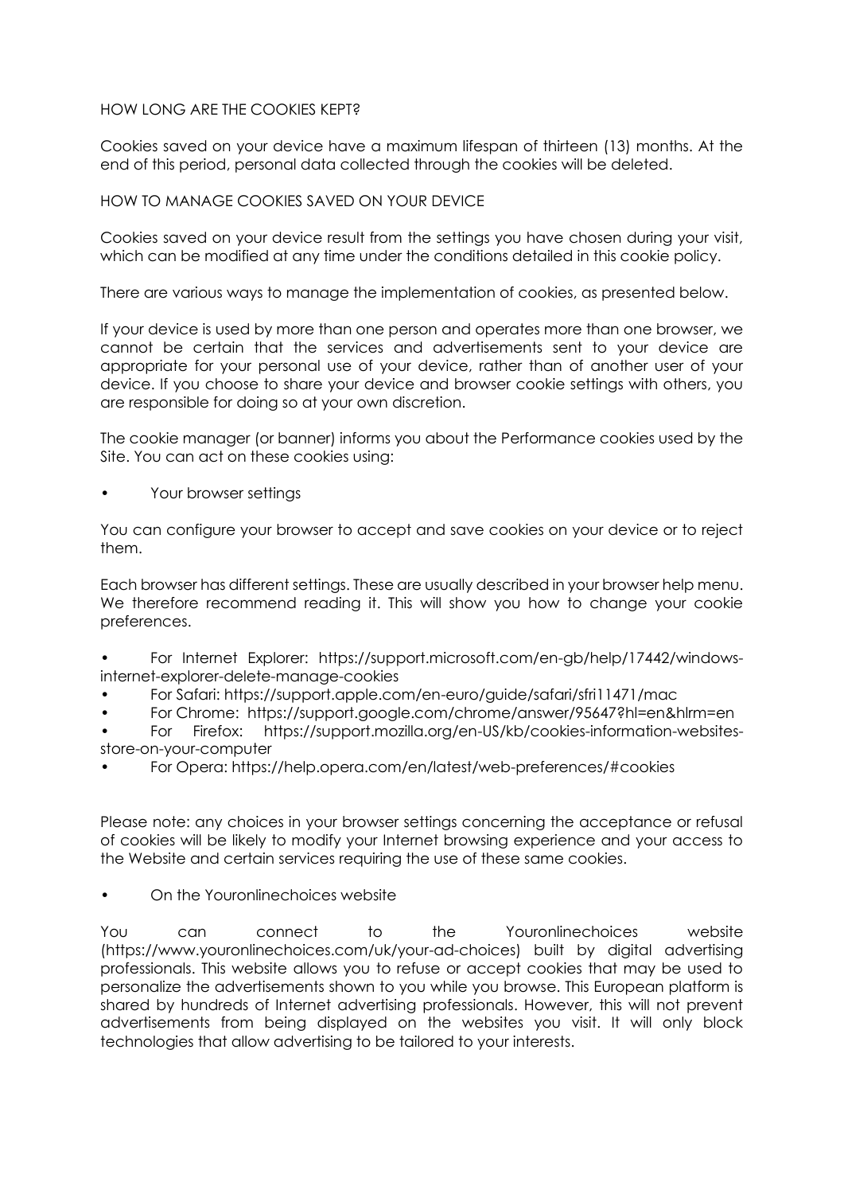## HOW LONG ARE THE COOKIES KEPT?

Cookies saved on your device have a maximum lifespan of thirteen (13) months. At the end of this period, personal data collected through the cookies will be deleted.

## HOW TO MANAGE COOKIES SAVED ON YOUR DEVICE

Cookies saved on your device result from the settings you have chosen during your visit, which can be modified at any time under the conditions detailed in this cookie policy.

There are various ways to manage the implementation of cookies, as presented below.

If your device is used by more than one person and operates more than one browser, we cannot be certain that the services and advertisements sent to your device are appropriate for your personal use of your device, rather than of another user of your device. If you choose to share your device and browser cookie settings with others, you are responsible for doing so at your own discretion.

The cookie manager (or banner) informs you about the Performance cookies used by the Site. You can act on these cookies using:

- Your browser settings

You can configure your browser to accept and save cookies on your device or to reject them.

Each browser has different settings. These are usually described in your browser help menu. We therefore recommend reading it. This will show you how to change your cookie preferences.

- For Internet Explorer: https://support.microsoft.com/en-gb/help/17442/windows-internet-explorer-delete-manage-cookies
- For Safari: https://support.apple.com/en-euro/guide/safari/sfri11471/mac
- For Chrome: https://support.google.com/chrome/answer/95647?hl=en&hlrm=en
- For Firefox: https://support.mozilla.org/en-US/kb/cookies-information-websites-store-on-your-computer
- For Opera: https://help.opera.com/en/latest/web-preferences/#cookies

Please note: any choices in your browser settings concerning the acceptance or refusal of cookies will be likely to modify your Internet browsing experience and your access to the Website and certain services requiring the use of these same cookies.

- On the Youronlinechoices website

You can connect to the Youronlinechoices website (https://www.youronlinechoices.com/uk/your-ad-choices) built by digital advertising professionals. This website allows you to refuse or accept cookies that may be used to personalize the advertisements shown to you while you browse. This European platform is shared by hundreds of Internet advertising professionals. However, this will not prevent advertisements from being displayed on the websites you visit. It will only block technologies that allow advertising to be tailored to your interests.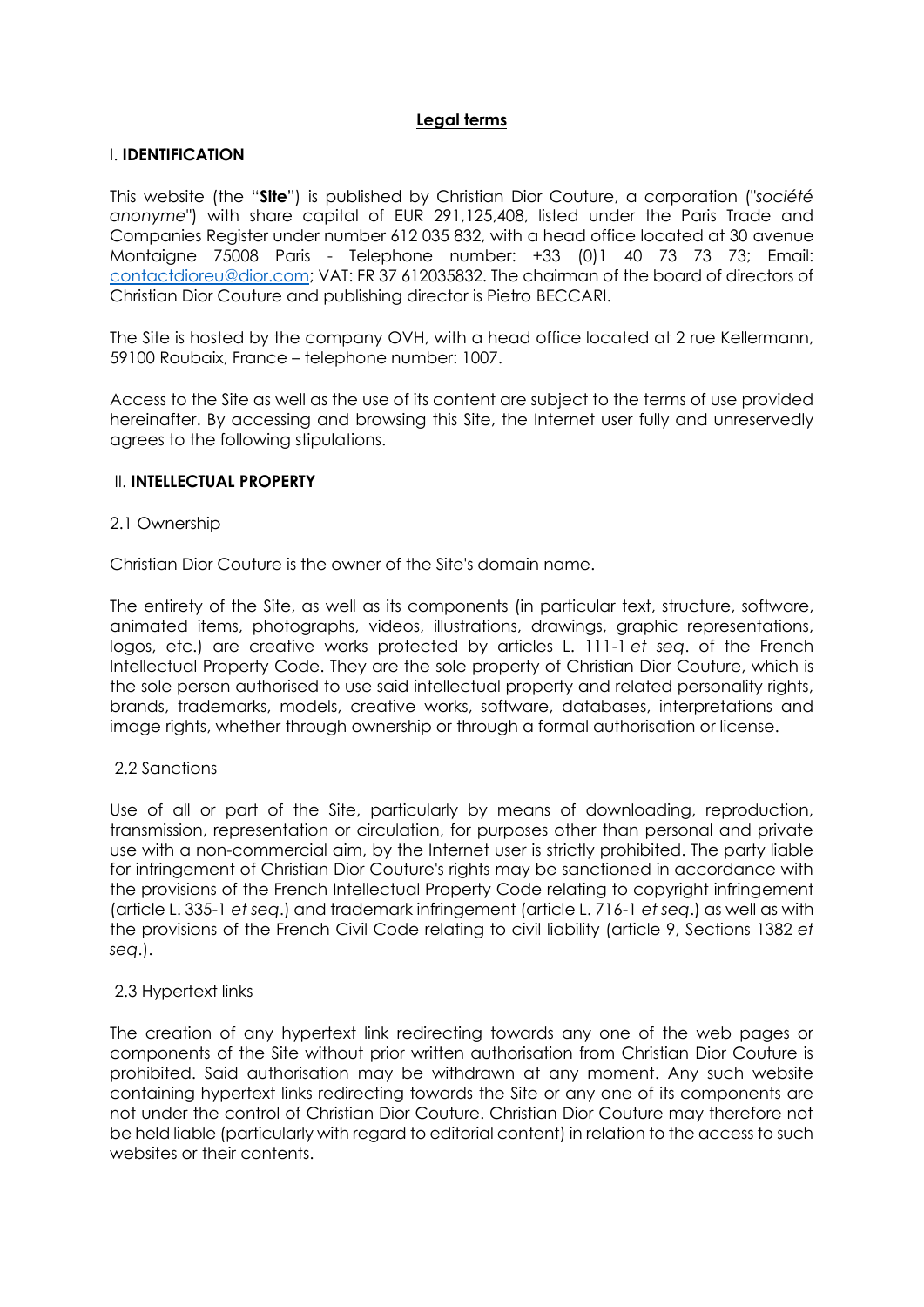# Legal terms

## I. IDENTIFICATION

This website (the "**Site**") is published by Christian Dior Couture, a corporation (*"société anonyme"*) with share capital of EUR 291,125,408, listed under the Paris Trade and Companies Register under number 612 035 832, with a head office located at 30 avenue Montaigne 75008 Paris - Telephone number: +33 (0)1 40 73 73 73; Email: contactdioreu@dior.com; VAT: FR 37 612035832. The chairman of the board of directors of Christian Dior Couture and publishing director is Pietro BECCARI.

The Site is hosted by the company OVH, with a head office located at 2 rue Kellermann, 59100 Roubaix, France – telephone number: 1007.

Access to the Site as well as the use of its content are subject to the terms of use provided hereinafter. By accessing and browsing this Site, the Internet user fully and unreservedly agrees to the following stipulations.

## II. INTELLECTUAL PROPERTY

### 2.1 Ownership

Christian Dior Couture is the owner of the Site's domain name.

The entirety of the Site, as well as its components (in particular text, structure, software, animated items, photographs, videos, illustrations, drawings, graphic representations, logos, etc.) are creative works protected by articles L. 111-1 *et seq*. of the French Intellectual Property Code. They are the sole property of Christian Dior Couture, which is the sole person authorised to use said intellectual property and related personality rights, brands, trademarks, models, creative works, software, databases, interpretations and image rights, whether through ownership or through a formal authorisation or license.

### 2.2 Sanctions

Use of all or part of the Site, particularly by means of downloading, reproduction, transmission, representation or circulation, for purposes other than personal and private use with a non-commercial aim, by the Internet user is strictly prohibited. The party liable for infringement of Christian Dior Couture's rights may be sanctioned in accordance with the provisions of the French Intellectual Property Code relating to copyright infringement (article L. 335-1 *et seq*.) and trademark infringement (article L. 716-1 *et seq*.) as well as with the provisions of the French Civil Code relating to civil liability (article 9, Sections 1382 *et seq*.).

### 2.3 Hypertext links

The creation of any hypertext link redirecting towards any one of the web pages or components of the Site without prior written authorisation from Christian Dior Couture is prohibited. Said authorisation may be withdrawn at any moment. Any such website containing hypertext links redirecting towards the Site or any one of its components are not under the control of Christian Dior Couture. Christian Dior Couture may therefore not be held liable (particularly with regard to editorial content) in relation to the access to such websites or their contents.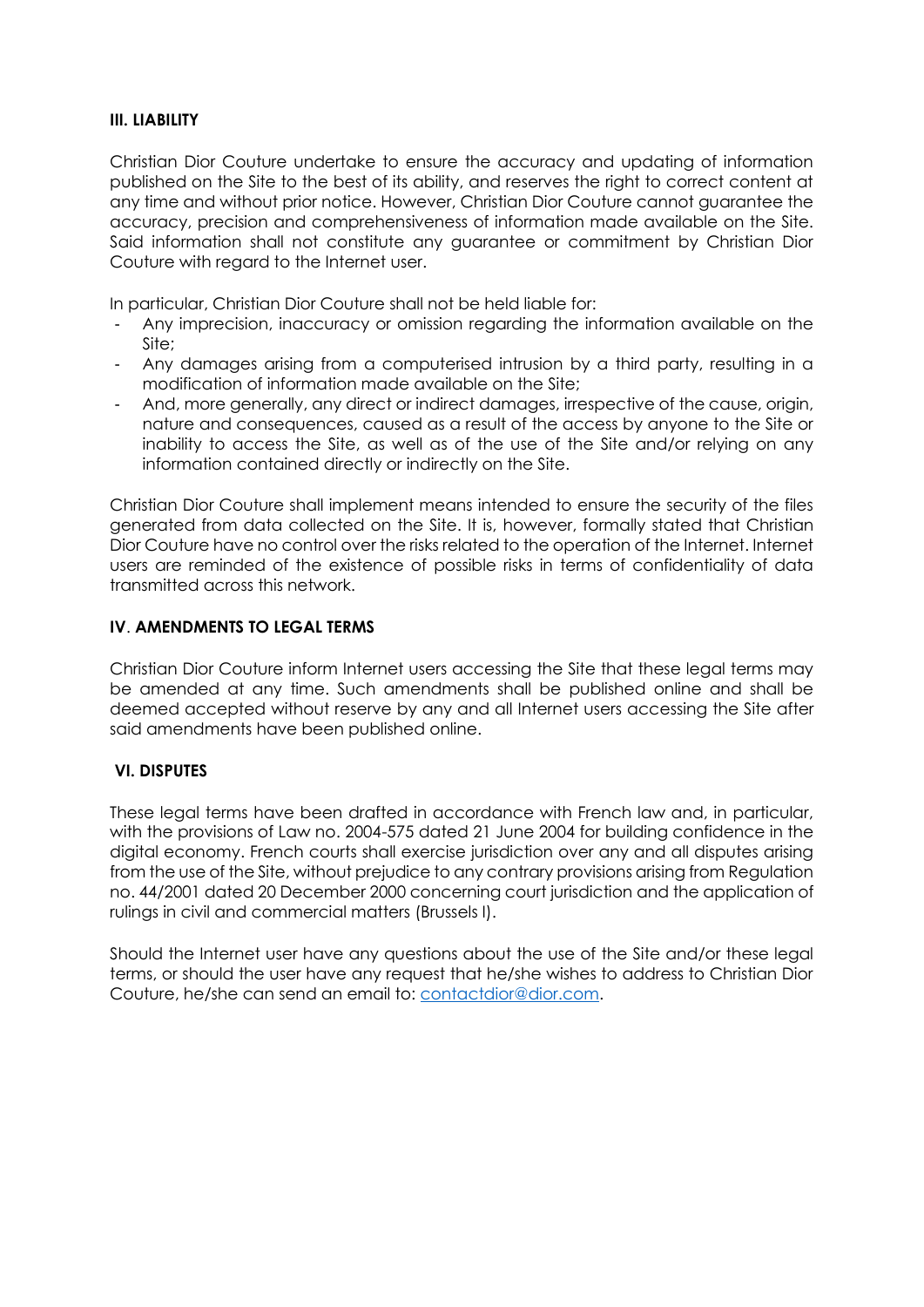**III. LIABILITY**

Christian Dior Couture undertake to ensure the accuracy and updating of information published on the Site to the best of its ability, and reserves the right to correct content at any time and without prior notice. However, Christian Dior Couture cannot guarantee the accuracy, precision and comprehensiveness of information made available on the Site. Said information shall not constitute any guarantee or commitment by Christian Dior Couture with regard to the Internet user.

In particular, Christian Dior Couture shall not be held liable for:

- Any imprecision, inaccuracy or omission regarding the information available on the Site;
- Any damages arising from a computerised intrusion by a third party, resulting in a modification of information made available on the Site;
- And, more generally, any direct or indirect damages, irrespective of the cause, origin, nature and consequences, caused as a result of the access by anyone to the Site or inability to access the Site, as well as of the use of the Site and/or relying on any information contained directly or indirectly on the Site.

Christian Dior Couture shall implement means intended to ensure the security of the files generated from data collected on the Site. It is, however, formally stated that Christian Dior Couture have no control over the risks related to the operation of the Internet. Internet users are reminded of the existence of possible risks in terms of confidentiality of data transmitted across this network.

**IV. AMENDMENTS TO LEGAL TERMS**

Christian Dior Couture inform Internet users accessing the Site that these legal terms may be amended at any time. Such amendments shall be published online and shall be deemed accepted without reserve by any and all Internet users accessing the Site after said amendments have been published online.

**VI. DISPUTES**

These legal terms have been drafted in accordance with French law and, in particular, with the provisions of Law no. 2004-575 dated 21 June 2004 for building confidence in the digital economy. French courts shall exercise jurisdiction over any and all disputes arising from the use of the Site, without prejudice to any contrary provisions arising from Regulation no. 44/2001 dated 20 December 2000 concerning court jurisdiction and the application of rulings in civil and commercial matters (Brussels I).

Should the Internet user have any questions about the use of the Site and/or these legal terms, or should the user have any request that he/she wishes to address to Christian Dior Couture, he/she can send an email to: contactdior@dior.com.